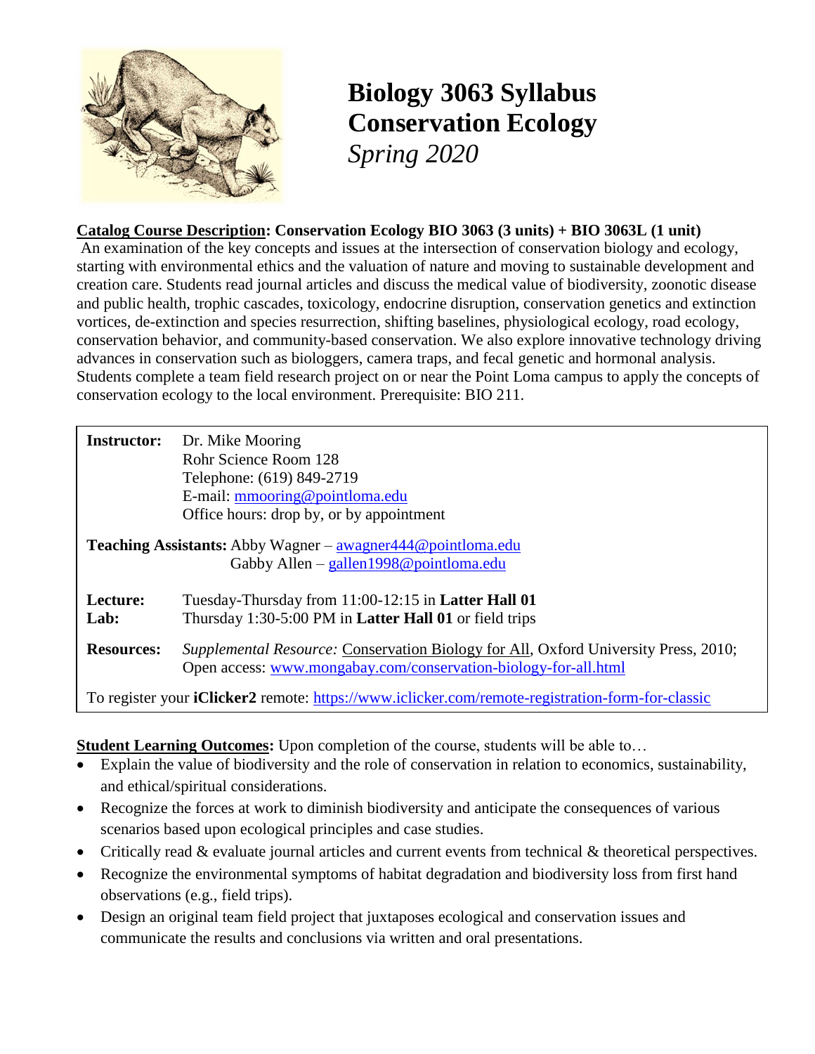# Biology 3063 Syllabus
# Conservation Ecology
*Spring 2020*

**Catalog Course Description: Conservation Ecology BIO 3063 (3 units) + BIO 3063L (1 unit)**
An examination of the key concepts and issues at the intersection of conservation biology and ecology, starting with environmental ethics and the valuation of nature and moving to sustainable development and creation care. Students read journal articles and discuss the medical value of biodiversity, zoonotic disease and public health, trophic cascades, toxicology, endocrine disruption, conservation genetics and extinction vortices, de-extinction and species resurrection, shifting baselines, physiological ecology, road ecology, conservation behavior, and community-based conservation. We also explore innovative technology driving advances in conservation such as biologgers, camera traps, and fecal genetic and hormonal analysis. Students complete a team field research project on or near the Point Loma campus to apply the concepts of conservation ecology to the local environment. Prerequisite: BIO 211.

**Instructor:** Dr. Mike Mooring
Rohr Science Room 128
Telephone: (619) 849-2719
E-mail: mmooring@pointloma.edu
Office hours: drop by, or by appointment

**Teaching Assistants:** Abby Wagner – awagner444@pointloma.edu
Gabby Allen – gallen1998@pointloma.edu

**Lecture:** Tuesday-Thursday from 11:00-12:15 in **Latter Hall 01**
**Lab:** Thursday 1:30-5:00 PM in **Latter Hall 01** or field trips

**Resources:** *Supplemental Resource:* Conservation Biology for All, Oxford University Press, 2010; Open access: www.mongabay.com/conservation-biology-for-all.html

To register your **iClicker2** remote: https://www.iclicker.com/remote-registration-form-for-classic

**Student Learning Outcomes:** Upon completion of the course, students will be able to…

- Explain the value of biodiversity and the role of conservation in relation to economics, sustainability, and ethical/spiritual considerations.
- Recognize the forces at work to diminish biodiversity and anticipate the consequences of various scenarios based upon ecological principles and case studies.
- Critically read & evaluate journal articles and current events from technical & theoretical perspectives.
- Recognize the environmental symptoms of habitat degradation and biodiversity loss from first hand observations (e.g., field trips).
- Design an original team field project that juxtaposes ecological and conservation issues and communicate the results and conclusions via written and oral presentations.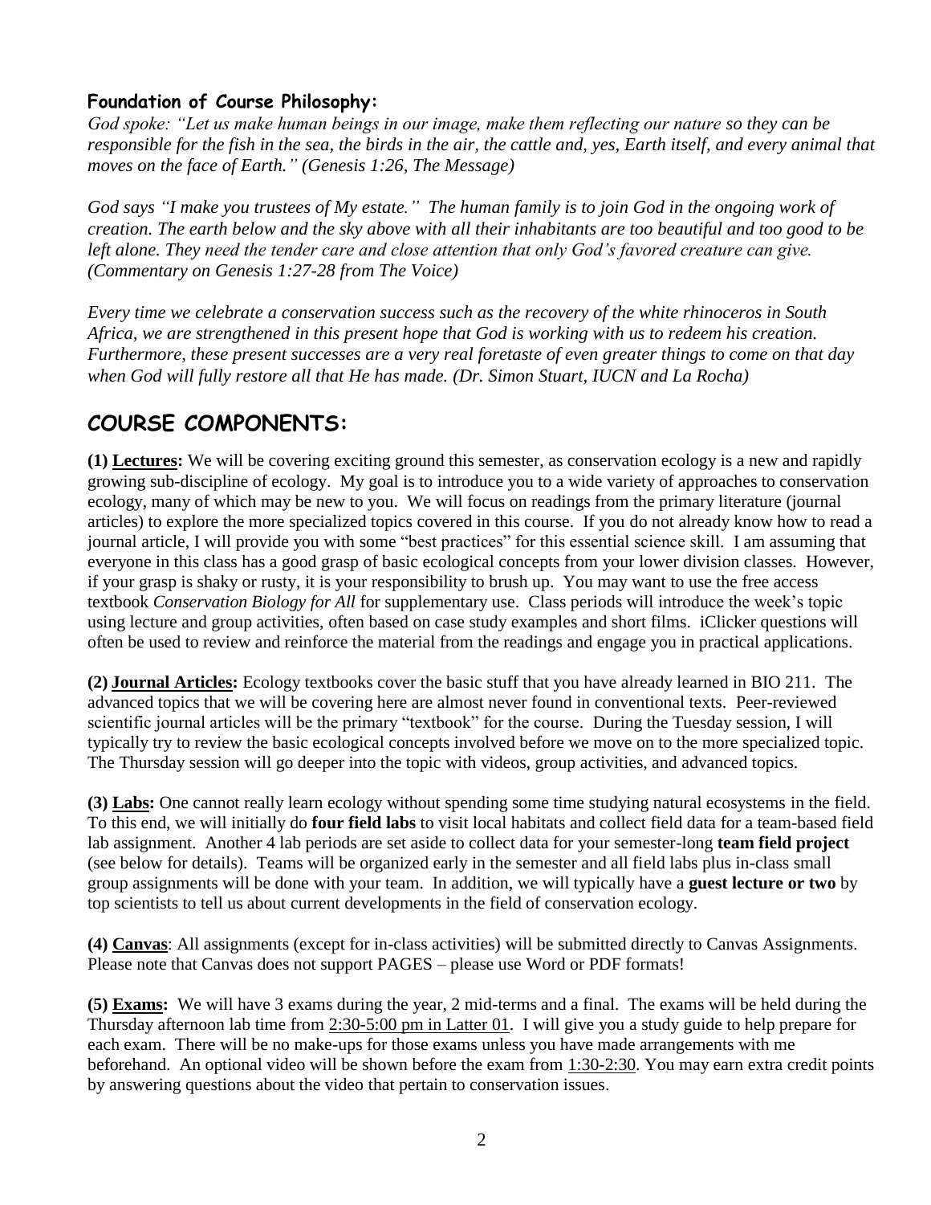### Foundation of Course Philosophy:

*God spoke: "Let us make human beings in our image, make them reflecting our nature so they can be responsible for the fish in the sea, the birds in the air, the cattle and, yes, Earth itself, and every animal that moves on the face of Earth." (Genesis 1:26, The Message)*

*God says "I make you trustees of My estate." The human family is to join God in the ongoing work of creation. The earth below and the sky above with all their inhabitants are too beautiful and too good to be left alone. They need the tender care and close attention that only God's favored creature can give. (Commentary on Genesis 1:27-28 from The Voice)*

*Every time we celebrate a conservation success such as the recovery of the white rhinoceros in South Africa, we are strengthened in this present hope that God is working with us to redeem his creation. Furthermore, these present successes are a very real foretaste of even greater things to come on that day when God will fully restore all that He has made. (Dr. Simon Stuart, IUCN and La Rocha)*

## COURSE COMPONENTS:

**(1) Lectures:** We will be covering exciting ground this semester, as conservation ecology is a new and rapidly growing sub-discipline of ecology. My goal is to introduce you to a wide variety of approaches to conservation ecology, many of which may be new to you. We will focus on readings from the primary literature (journal articles) to explore the more specialized topics covered in this course. If you do not already know how to read a journal article, I will provide you with some "best practices" for this essential science skill. I am assuming that everyone in this class has a good grasp of basic ecological concepts from your lower division classes. However, if your grasp is shaky or rusty, it is your responsibility to brush up. You may want to use the free access textbook *Conservation Biology for All* for supplementary use. Class periods will introduce the week's topic using lecture and group activities, often based on case study examples and short films. iClicker questions will often be used to review and reinforce the material from the readings and engage you in practical applications.

**(2) Journal Articles:** Ecology textbooks cover the basic stuff that you have already learned in BIO 211. The advanced topics that we will be covering here are almost never found in conventional texts. Peer-reviewed scientific journal articles will be the primary "textbook" for the course. During the Tuesday session, I will typically try to review the basic ecological concepts involved before we move on to the more specialized topic. The Thursday session will go deeper into the topic with videos, group activities, and advanced topics.

**(3) Labs:** One cannot really learn ecology without spending some time studying natural ecosystems in the field. To this end, we will initially do **four field labs** to visit local habitats and collect field data for a team-based field lab assignment. Another 4 lab periods are set aside to collect data for your semester-long **team field project** (see below for details). Teams will be organized early in the semester and all field labs plus in-class small group assignments will be done with your team. In addition, we will typically have a **guest lecture or two** by top scientists to tell us about current developments in the field of conservation ecology.

**(4) Canvas**: All assignments (except for in-class activities) will be submitted directly to Canvas Assignments. Please note that Canvas does not support PAGES – please use Word or PDF formats!

**(5) Exams:** We will have 3 exams during the year, 2 mid-terms and a final. The exams will be held during the Thursday afternoon lab time from 2:30-5:00 pm in Latter 01. I will give you a study guide to help prepare for each exam. There will be no make-ups for those exams unless you have made arrangements with me beforehand. An optional video will be shown before the exam from 1:30-2:30. You may earn extra credit points by answering questions about the video that pertain to conservation issues.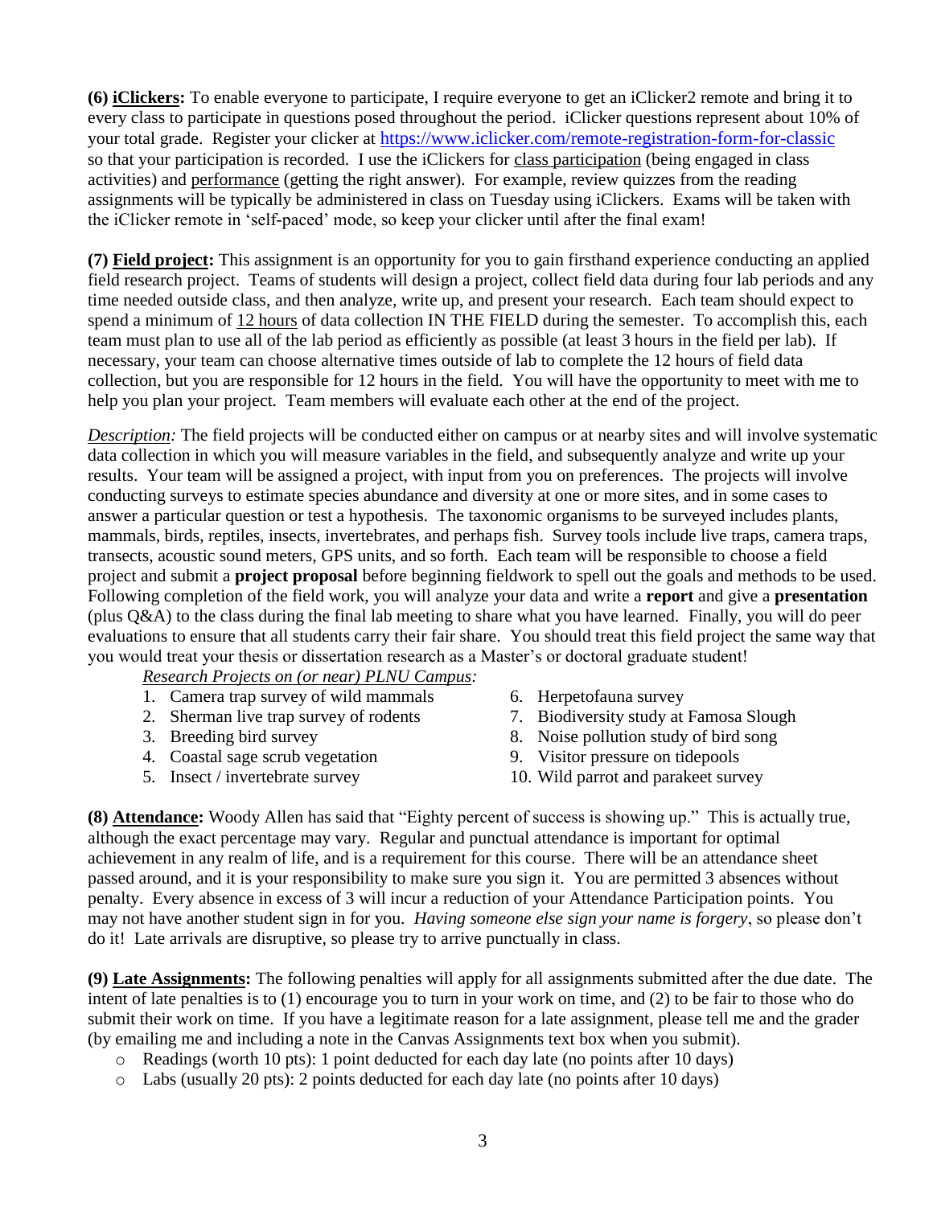**(6) <u>iClickers</u>:** To enable everyone to participate, I require everyone to get an iClicker2 remote and bring it to every class to participate in questions posed throughout the period. iClicker questions represent about 10% of your total grade. Register your clicker at https://www.iclicker.com/remote-registration-form-for-classic so that your participation is recorded. I use the iClickers for <u>class participation</u> (being engaged in class activities) and <u>performance</u> (getting the right answer). For example, review quizzes from the reading assignments will be typically be administered in class on Tuesday using iClickers. Exams will be taken with the iClicker remote in 'self-paced' mode, so keep your clicker until after the final exam!

**(7) <u>Field project</u>:** This assignment is an opportunity for you to gain firsthand experience conducting an applied field research project. Teams of students will design a project, collect field data during four lab periods and any time needed outside class, and then analyze, write up, and present your research. Each team should expect to spend a minimum of <u>12 hours</u> of data collection IN THE FIELD during the semester. To accomplish this, each team must plan to use all of the lab period as efficiently as possible (at least 3 hours in the field per lab). If necessary, your team can choose alternative times outside of lab to complete the 12 hours of field data collection, but you are responsible for 12 hours in the field. You will have the opportunity to meet with me to help you plan your project. Team members will evaluate each other at the end of the project.

*<u>Description</u>:* The field projects will be conducted either on campus or at nearby sites and will involve systematic data collection in which you will measure variables in the field, and subsequently analyze and write up your results. Your team will be assigned a project, with input from you on preferences. The projects will involve conducting surveys to estimate species abundance and diversity at one or more sites, and in some cases to answer a particular question or test a hypothesis. The taxonomic organisms to be surveyed includes plants, mammals, birds, reptiles, insects, invertebrates, and perhaps fish. Survey tools include live traps, camera traps, transects, acoustic sound meters, GPS units, and so forth. Each team will be responsible to choose a field project and submit a **project proposal** before beginning fieldwork to spell out the goals and methods to be used. Following completion of the field work, you will analyze your data and write a **report** and give a **presentation** (plus Q&A) to the class during the final lab meeting to share what you have learned. Finally, you will do peer evaluations to ensure that all students carry their fair share. You should treat this field project the same way that you would treat your thesis or dissertation research as a Master's or doctoral graduate student!

*<u>Research Projects on (or near) PLNU Campus</u>:*

1. Camera trap survey of wild mammals
2. Sherman live trap survey of rodents
3. Breeding bird survey
4. Coastal sage scrub vegetation
5. Insect / invertebrate survey
6. Herpetofauna survey
7. Biodiversity study at Famosa Slough
8. Noise pollution study of bird song
9. Visitor pressure on tidepools
10. Wild parrot and parakeet survey

**(8) <u>Attendance</u>:** Woody Allen has said that "Eighty percent of success is showing up." This is actually true, although the exact percentage may vary. Regular and punctual attendance is important for optimal achievement in any realm of life, and is a requirement for this course. There will be an attendance sheet passed around, and it is your responsibility to make sure you sign it. You are permitted 3 absences without penalty. Every absence in excess of 3 will incur a reduction of your Attendance Participation points. You may not have another student sign in for you. *Having someone else sign your name is forgery*, so please don't do it! Late arrivals are disruptive, so please try to arrive punctually in class.

**(9) <u>Late Assignments</u>:** The following penalties will apply for all assignments submitted after the due date. The intent of late penalties is to (1) encourage you to turn in your work on time, and (2) to be fair to those who do submit their work on time. If you have a legitimate reason for a late assignment, please tell me and the grader (by emailing me and including a note in the Canvas Assignments text box when you submit).

- Readings (worth 10 pts): 1 point deducted for each day late (no points after 10 days)
- Labs (usually 20 pts): 2 points deducted for each day late (no points after 10 days)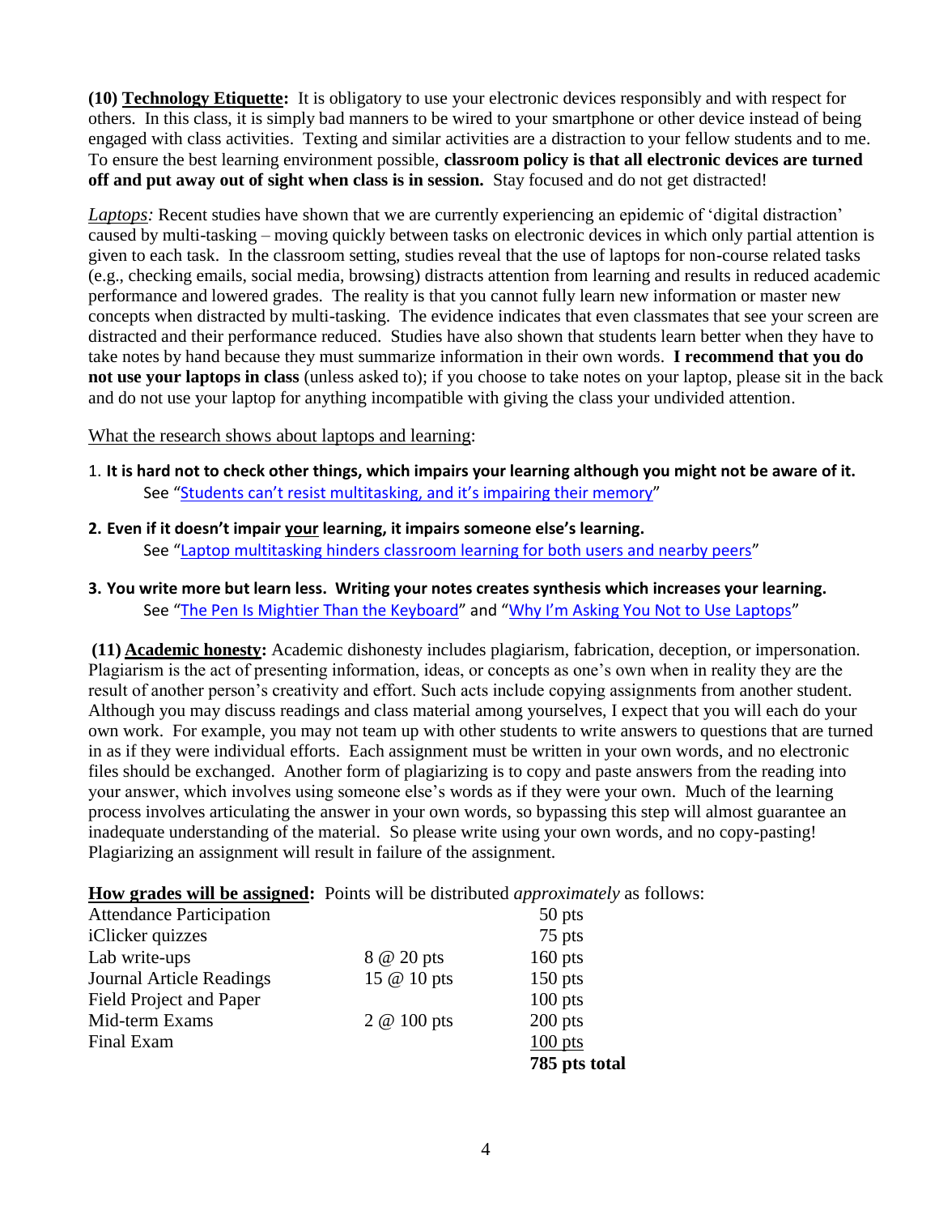**(10) Technology Etiquette:** It is obligatory to use your electronic devices responsibly and with respect for others. In this class, it is simply bad manners to be wired to your smartphone or other device instead of being engaged with class activities. Texting and similar activities are a distraction to your fellow students and to me. To ensure the best learning environment possible, **classroom policy is that all electronic devices are turned off and put away out of sight when class is in session.** Stay focused and do not get distracted!

*Laptops:* Recent studies have shown that we are currently experiencing an epidemic of 'digital distraction' caused by multi-tasking – moving quickly between tasks on electronic devices in which only partial attention is given to each task. In the classroom setting, studies reveal that the use of laptops for non-course related tasks (e.g., checking emails, social media, browsing) distracts attention from learning and results in reduced academic performance and lowered grades. The reality is that you cannot fully learn new information or master new concepts when distracted by multi-tasking. The evidence indicates that even classmates that see your screen are distracted and their performance reduced. Studies have also shown that students learn better when they have to take notes by hand because they must summarize information in their own words. **I recommend that you do not use your laptops in class** (unless asked to); if you choose to take notes on your laptop, please sit in the back and do not use your laptop for anything incompatible with giving the class your undivided attention.

What the research shows about laptops and learning:

1. **It is hard not to check other things, which impairs your learning although you might not be aware of it.**
   See "Students can't resist multitasking, and it's impairing their memory"

2. **Even if it doesn't impair your learning, it impairs someone else's learning.**
   See "Laptop multitasking hinders classroom learning for both users and nearby peers"

3. **You write more but learn less. Writing your notes creates synthesis which increases your learning.**
   See "The Pen Is Mightier Than the Keyboard" and "Why I'm Asking You Not to Use Laptops"

**(11) Academic honesty:** Academic dishonesty includes plagiarism, fabrication, deception, or impersonation. Plagiarism is the act of presenting information, ideas, or concepts as one's own when in reality they are the result of another person's creativity and effort. Such acts include copying assignments from another student. Although you may discuss readings and class material among yourselves, I expect that you will each do your own work. For example, you may not team up with other students to write answers to questions that are turned in as if they were individual efforts. Each assignment must be written in your own words, and no electronic files should be exchanged. Another form of plagiarizing is to copy and paste answers from the reading into your answer, which involves using someone else's words as if they were your own. Much of the learning process involves articulating the answer in your own words, so bypassing this step will almost guarantee an inadequate understanding of the material. So please write using your own words, and no copy-pasting! Plagiarizing an assignment will result in failure of the assignment.

**How grades will be assigned:** Points will be distributed *approximately* as follows:

| | | |
|---|---|---|
| Attendance Participation | | 50 pts |
| iClicker quizzes | | 75 pts |
| Lab write-ups | 8 @ 20 pts | 160 pts |
| Journal Article Readings | 15 @ 10 pts | 150 pts |
| Field Project and Paper | | 100 pts |
| Mid-term Exams | 2 @ 100 pts | 200 pts |
| Final Exam | | 100 pts |
| | | **785 pts total** |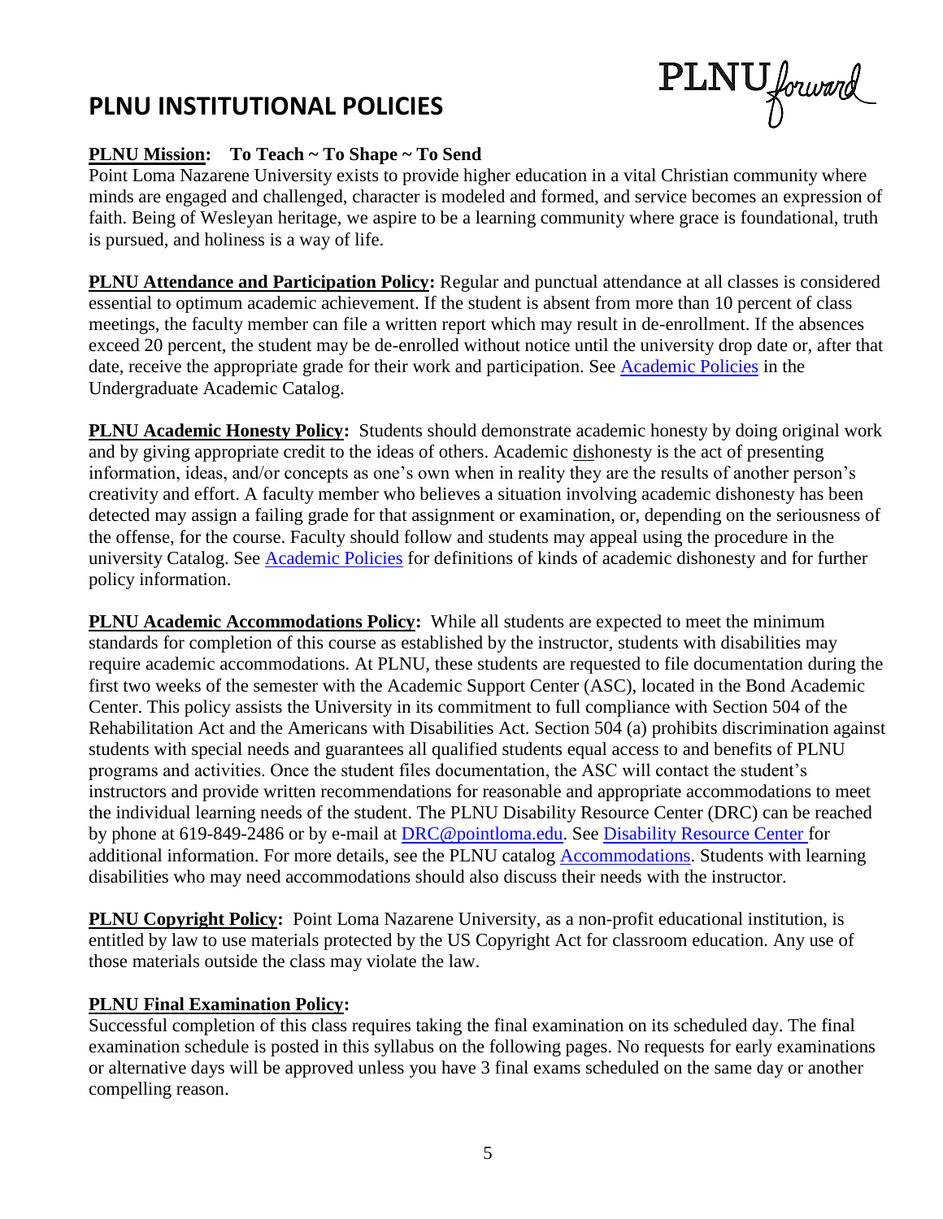# PLNU INSTITUTIONAL POLICIES

PLNU forward

**PLNU Mission: To Teach ~ To Shape ~ To Send**

Point Loma Nazarene University exists to provide higher education in a vital Christian community where minds are engaged and challenged, character is modeled and formed, and service becomes an expression of faith. Being of Wesleyan heritage, we aspire to be a learning community where grace is foundational, truth is pursued, and holiness is a way of life.

**PLNU Attendance and Participation Policy:** Regular and punctual attendance at all classes is considered essential to optimum academic achievement. If the student is absent from more than 10 percent of class meetings, the faculty member can file a written report which may result in de-enrollment. If the absences exceed 20 percent, the student may be de-enrolled without notice until the university drop date or, after that date, receive the appropriate grade for their work and participation. See Academic Policies in the Undergraduate Academic Catalog.

**PLNU Academic Honesty Policy:** Students should demonstrate academic honesty by doing original work and by giving appropriate credit to the ideas of others. Academic dishonesty is the act of presenting information, ideas, and/or concepts as one's own when in reality they are the results of another person's creativity and effort. A faculty member who believes a situation involving academic dishonesty has been detected may assign a failing grade for that assignment or examination, or, depending on the seriousness of the offense, for the course. Faculty should follow and students may appeal using the procedure in the university Catalog. See Academic Policies for definitions of kinds of academic dishonesty and for further policy information.

**PLNU Academic Accommodations Policy:** While all students are expected to meet the minimum standards for completion of this course as established by the instructor, students with disabilities may require academic accommodations. At PLNU, these students are requested to file documentation during the first two weeks of the semester with the Academic Support Center (ASC), located in the Bond Academic Center. This policy assists the University in its commitment to full compliance with Section 504 of the Rehabilitation Act and the Americans with Disabilities Act. Section 504 (a) prohibits discrimination against students with special needs and guarantees all qualified students equal access to and benefits of PLNU programs and activities. Once the student files documentation, the ASC will contact the student's instructors and provide written recommendations for reasonable and appropriate accommodations to meet the individual learning needs of the student. The PLNU Disability Resource Center (DRC) can be reached by phone at 619-849-2486 or by e-mail at DRC@pointloma.edu. See Disability Resource Center for additional information. For more details, see the PLNU catalog Accommodations. Students with learning disabilities who may need accommodations should also discuss their needs with the instructor.

**PLNU Copyright Policy:** Point Loma Nazarene University, as a non-profit educational institution, is entitled by law to use materials protected by the US Copyright Act for classroom education. Any use of those materials outside the class may violate the law.

**PLNU Final Examination Policy:**

Successful completion of this class requires taking the final examination on its scheduled day. The final examination schedule is posted in this syllabus on the following pages. No requests for early examinations or alternative days will be approved unless you have 3 final exams scheduled on the same day or another compelling reason.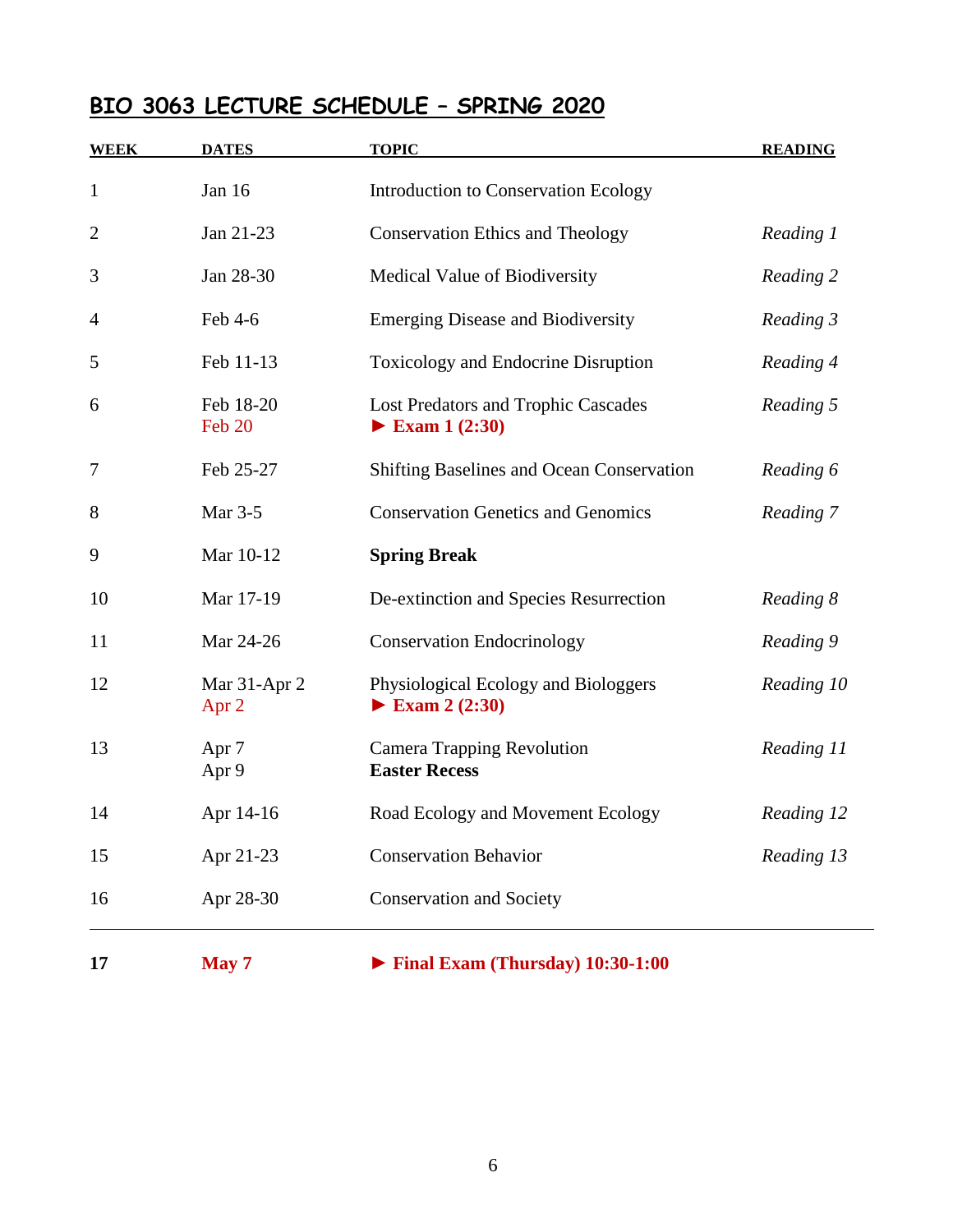## BIO 3063 LECTURE SCHEDULE – SPRING 2020

| WEEK | DATES | TOPIC | READING |
|---|---|---|---|
| 1 | Jan 16 | Introduction to Conservation Ecology | |
| 2 | Jan 21-23 | Conservation Ethics and Theology | *Reading 1* |
| 3 | Jan 28-30 | Medical Value of Biodiversity | *Reading 2* |
| 4 | Feb 4-6 | Emerging Disease and Biodiversity | *Reading 3* |
| 5 | Feb 11-13 | Toxicology and Endocrine Disruption | *Reading 4* |
| 6 | Feb 18-20<br>Feb 20 | Lost Predators and Trophic Cascades<br>**► Exam 1 (2:30)** | *Reading 5* |
| 7 | Feb 25-27 | Shifting Baselines and Ocean Conservation | *Reading 6* |
| 8 | Mar 3-5 | Conservation Genetics and Genomics | *Reading 7* |
| 9 | Mar 10-12 | **Spring Break** | |
| 10 | Mar 17-19 | De-extinction and Species Resurrection | *Reading 8* |
| 11 | Mar 24-26 | Conservation Endocrinology | *Reading 9* |
| 12 | Mar 31-Apr 2<br>Apr 2 | Physiological Ecology and Biologgers<br>**► Exam 2 (2:30)** | *Reading 10* |
| 13 | Apr 7<br>Apr 9 | Camera Trapping Revolution<br>**Easter Recess** | *Reading 11* |
| 14 | Apr 14-16 | Road Ecology and Movement Ecology | *Reading 12* |
| 15 | Apr 21-23 | Conservation Behavior | *Reading 13* |
| 16 | Apr 28-30 | Conservation and Society | |
| **17** | **May 7** | **► Final Exam (Thursday) 10:30-1:00** | |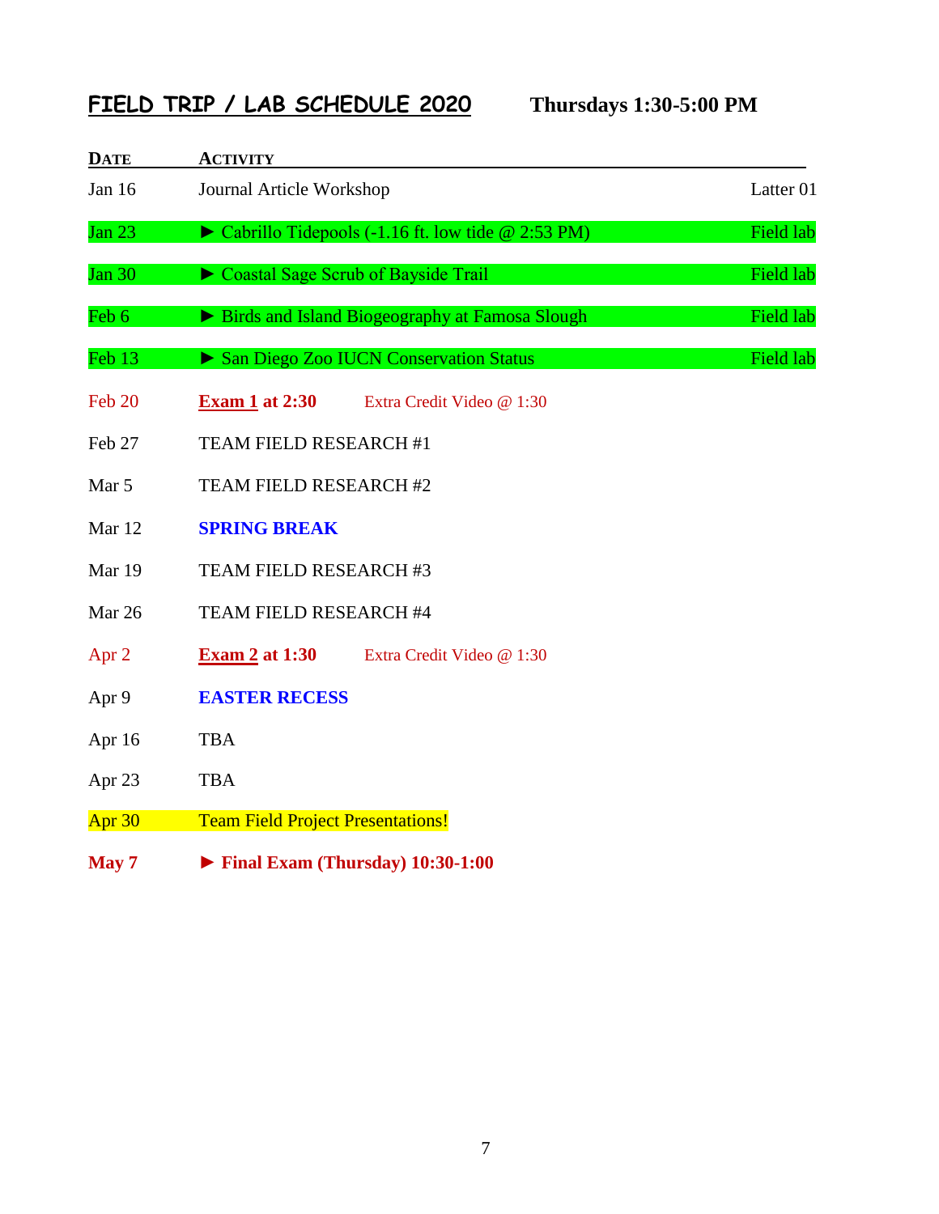## FIELD TRIP / LAB SCHEDULE 2020 **Thursdays 1:30-5:00 PM**

| DATE | ACTIVITY | |
|---|---|---|
| Jan 16 | Journal Article Workshop | Latter 01 |
| Jan 23 | ► Cabrillo Tidepools (-1.16 ft. low tide @ 2:53 PM) | Field lab |
| Jan 30 | ► Coastal Sage Scrub of Bayside Trail | Field lab |
| Feb 6 | ► Birds and Island Biogeography at Famosa Slough | Field lab |
| Feb 13 | ► San Diego Zoo IUCN Conservation Status | Field lab |
| Feb 20 | **Exam 1 at 2:30** Extra Credit Video @ 1:30 | |
| Feb 27 | TEAM FIELD RESEARCH #1 | |
| Mar 5 | TEAM FIELD RESEARCH #2 | |
| Mar 12 | **SPRING BREAK** | |
| Mar 19 | TEAM FIELD RESEARCH #3 | |
| Mar 26 | TEAM FIELD RESEARCH #4 | |
| Apr 2 | **Exam 2 at 1:30** Extra Credit Video @ 1:30 | |
| Apr 9 | **EASTER RECESS** | |
| Apr 16 | TBA | |
| Apr 23 | TBA | |
| Apr 30 | Team Field Project Presentations! | |
| **May 7** | **► Final Exam (Thursday) 10:30-1:00** | |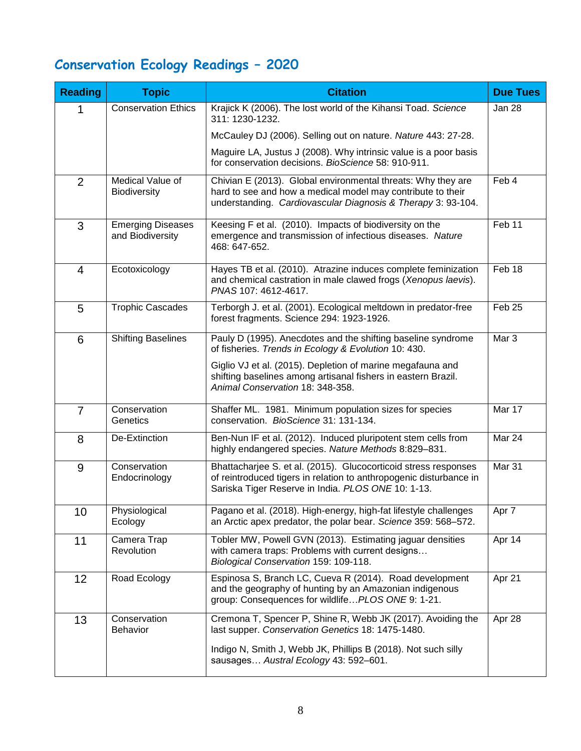## Conservation Ecology Readings – 2020

| Reading | Topic | Citation | Due Tues |
|---|---|---|---|
| 1 | Conservation Ethics | Krajick K (2006). The lost world of the Kihansi Toad. *Science* 311: 1230-1232.<br><br>McCauley DJ (2006). Selling out on nature. *Nature* 443: 27-28.<br><br>Maguire LA, Justus J (2008). Why intrinsic value is a poor basis for conservation decisions. *BioScience* 58: 910-911. | Jan 28 |
| 2 | Medical Value of Biodiversity | Chivian E (2013). Global environmental threats: Why they are hard to see and how a medical model may contribute to their understanding. *Cardiovascular Diagnosis & Therapy* 3: 93-104. | Feb 4 |
| 3 | Emerging Diseases and Biodiversity | Keesing F et al. (2010). Impacts of biodiversity on the emergence and transmission of infectious diseases. *Nature* 468: 647-652. | Feb 11 |
| 4 | Ecotoxicology | Hayes TB et al. (2010). Atrazine induces complete feminization and chemical castration in male clawed frogs (*Xenopus laevis*). *PNAS* 107: 4612-4617. | Feb 18 |
| 5 | Trophic Cascades | Terborgh J. et al. (2001). Ecological meltdown in predator-free forest fragments. Science 294: 1923-1926. | Feb 25 |
| 6 | Shifting Baselines | Pauly D (1995). Anecdotes and the shifting baseline syndrome of fisheries. *Trends in Ecology & Evolution* 10: 430.<br><br>Giglio VJ et al. (2015). Depletion of marine megafauna and shifting baselines among artisanal fishers in eastern Brazil. *Animal Conservation* 18: 348-358. | Mar 3 |
| 7 | Conservation Genetics | Shaffer ML. 1981. Minimum population sizes for species conservation. *BioScience* 31: 131-134. | Mar 17 |
| 8 | De-Extinction | Ben-Nun IF et al. (2012). Induced pluripotent stem cells from highly endangered species. *Nature Methods* 8:829–831. | Mar 24 |
| 9 | Conservation Endocrinology | Bhattacharjee S. et al. (2015). Glucocorticoid stress responses of reintroduced tigers in relation to anthropogenic disturbance in Sariska Tiger Reserve in India. *PLOS ONE* 10: 1-13. | Mar 31 |
| 10 | Physiological Ecology | Pagano et al. (2018). High-energy, high-fat lifestyle challenges an Arctic apex predator, the polar bear. *Science* 359: 568–572. | Apr 7 |
| 11 | Camera Trap Revolution | Tobler MW, Powell GVN (2013). Estimating jaguar densities with camera traps: Problems with current designs… *Biological Conservation* 159: 109-118. | Apr 14 |
| 12 | Road Ecology | Espinosa S, Branch LC, Cueva R (2014). Road development and the geography of hunting by an Amazonian indigenous group: Consequences for wildlife…*PLOS ONE* 9: 1-21. | Apr 21 |
| 13 | Conservation Behavior | Cremona T, Spencer P, Shine R, Webb JK (2017). Avoiding the last supper. *Conservation Genetics* 18: 1475-1480.<br><br>Indigo N, Smith J, Webb JK, Phillips B (2018). Not such silly sausages… *Austral Ecology* 43: 592–601. | Apr 28 |